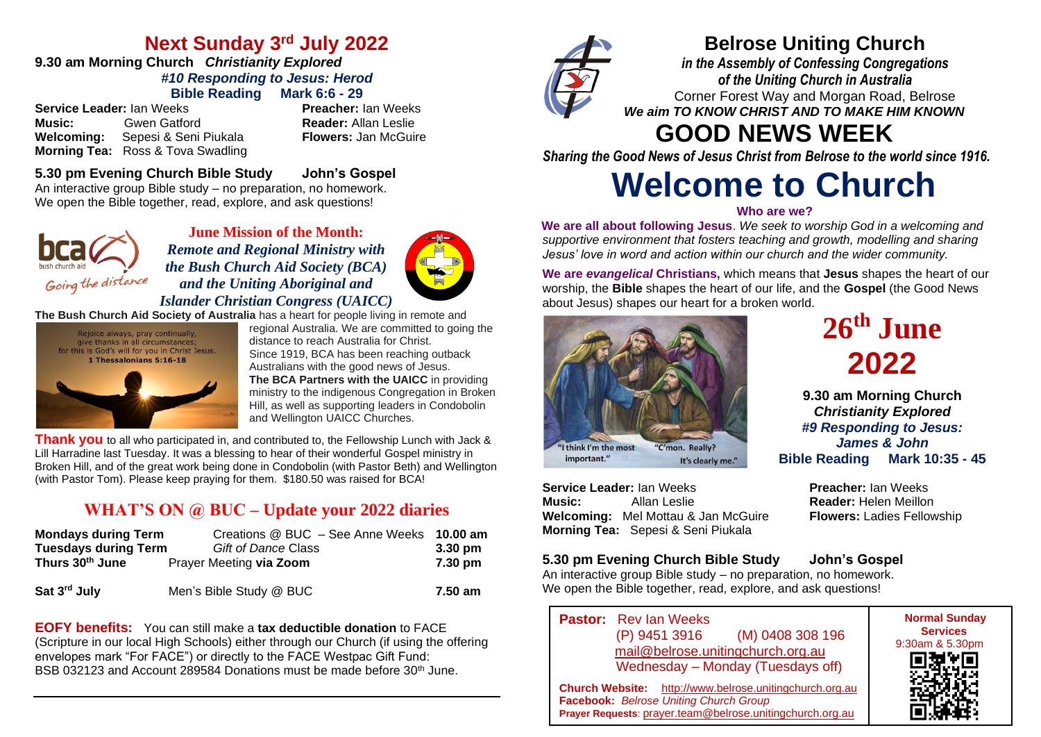# Belrose Uniting Church

***in the Assembly of Confessing Congregations of the Uniting Church in Australia***

Corner Forest Way and Morgan Road, Belrose

***We aim TO KNOW CHRIST AND TO MAKE HIM KNOWN***

# GOOD NEWS WEEK

***Sharing the Good News of Jesus Christ from Belrose to the world since 1916.***

# Welcome to Church

**Who are we?**

**We are all about following Jesus**. *We seek to worship God in a welcoming and supportive environment that fosters teaching and growth, modelling and sharing Jesus' love in word and action within our church and the wider community.*

**We are *evangelical* Christians,** which means that **Jesus** shapes the heart of our worship, the **Bible** shapes the heart of our life, and the **Gospel** (the Good News about Jesus) shapes our heart for a broken world.

"I think I'm the most important." "C'mon. Really? It's clearly me."

# 26th June 2022

**9.30 am Morning Church**
***Christianity Explored***
***#9 Responding to Jesus: James & John***
**Bible Reading Mark 10:35 - 45**

**Service Leader:** Ian Weeks
**Music:** Allan Leslie
**Welcoming:** Mel Mottau & Jan McGuire
**Morning Tea:** Sepesi & Seni Piukala
**Preacher:** Ian Weeks
**Reader:** Helen Meillon
**Flowers:** Ladies Fellowship

**5.30 pm Evening Church Bible Study John's Gospel**
An interactive group Bible study – no preparation, no homework.
We open the Bible together, read, explore, and ask questions!

**Pastor:** Rev Ian Weeks
(P) 9451 3916 (M) 0408 308 196
mail@belrose.unitingchurch.org.au
Wednesday – Monday (Tuesdays off)

**Church Website:** http://www.belrose.unitingchurch.org.au
**Facebook:** *Belrose Uniting Church Group*
**Prayer Requests**: prayer.team@belrose.unitingchurch.org.au

**Normal Sunday Services**
9:30am & 5.30pm

## Next Sunday 3rd July 2022

**9.30 am Morning Church *Christianity Explored***
***#10 Responding to Jesus: Herod***
**Bible Reading Mark 6:6 - 29**

**Service Leader:** Ian Weeks
**Music:** Gwen Gatford
**Welcoming:** Sepesi & Seni Piukala
**Morning Tea:** Ross & Tova Swadling
**Preacher:** Ian Weeks
**Reader:** Allan Leslie
**Flowers:** Jan McGuire

**5.30 pm Evening Church Bible Study John's Gospel**
An interactive group Bible study – no preparation, no homework.
We open the Bible together, read, explore, and ask questions!

bca bush church aid *Going the distance*

**June Mission of the Month:**
***Remote and Regional Ministry with the Bush Church Aid Society (BCA) and the Uniting Aboriginal and Islander Christian Congress (UAICC)***

**The Bush Church Aid Society of Australia** has a heart for people living in remote and regional Australia. We are committed to going the distance to reach Australia for Christ.
Since 1919, BCA has been reaching outback Australians with the good news of Jesus.
**The BCA Partners with the UAICC** in providing ministry to the indigenous Congregation in Broken Hill, as well as supporting leaders in Condobolin and Wellington UAICC Churches.

Rejoice always, pray continually, give thanks in all circumstances; for this is God's will for you in Christ Jesus. 1 Thessalonians 5:16-18

**Thank you** to all who participated in, and contributed to, the Fellowship Lunch with Jack & Lill Harradine last Tuesday. It was a blessing to hear of their wonderful Gospel ministry in Broken Hill, and of the great work being done in Condobolin (with Pastor Beth) and Wellington (with Pastor Tom). Please keep praying for them. $180.50 was raised for BCA!

## WHAT'S ON @ BUC – Update your 2022 diaries

| | | |
|---|---|---|
| **Mondays during Term** | Creations @ BUC – See Anne Weeks | **10.00 am** |
| **Tuesdays during Term** | *Gift of Dance* Class | **3.30 pm** |
| **Thurs 30th June** | Prayer Meeting **via Zoom** | **7.30 pm** |
| **Sat 3rd July** | Men's Bible Study @ BUC | **7.50 am** |

**EOFY benefits:** You can still make a **tax deductible donation** to FACE (Scripture in our local High Schools) either through our Church (if using the offering envelopes mark "For FACE") or directly to the FACE Westpac Gift Fund: BSB 032123 and Account 289584 Donations must be made before 30th June.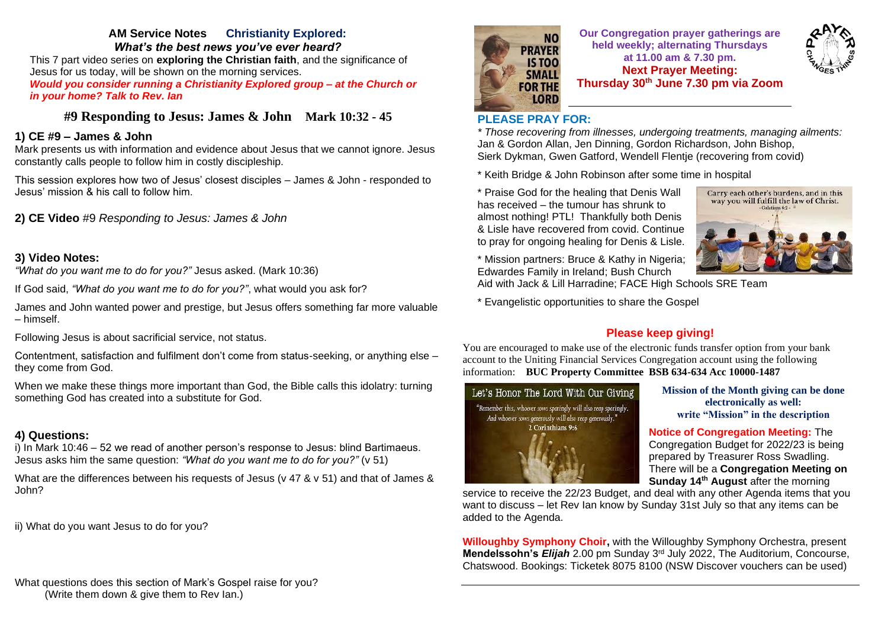## AM Service Notes **Christianity Explored:** ***What's the best news you've ever heard?***

This 7 part video series on **exploring the Christian faith**, and the significance of Jesus for us today, will be shown on the morning services.

***Would you consider running a Christianity Explored group – at the Church or in your home? Talk to Rev. Ian***

## #9 Responding to Jesus: James & John Mark 10:32 - 45

### 1) CE #9 – James & John

Mark presents us with information and evidence about Jesus that we cannot ignore. Jesus constantly calls people to follow him in costly discipleship.

This session explores how two of Jesus' closest disciples – James & John - responded to Jesus' mission & his call to follow him.

### 2) CE Video #9 *Responding to Jesus: James & John*

### 3) Video Notes:

*"What do you want me to do for you?"* Jesus asked. (Mark 10:36)

If God said, *"What do you want me to do for you?"*, what would you ask for?

James and John wanted power and prestige, but Jesus offers something far more valuable – himself.

Following Jesus is about sacrificial service, not status.

Contentment, satisfaction and fulfilment don't come from status-seeking, or anything else – they come from God.

When we make these things more important than God, the Bible calls this idolatry: turning something God has created into a substitute for God.

### 4) Questions:

i) In Mark 10:46 – 52 we read of another person's response to Jesus: blind Bartimaeus. Jesus asks him the same question: *"What do you want me to do for you?"* (v 51)

What are the differences between his requests of Jesus (v 47 & v 51) and that of James & John?

ii) What do you want Jesus to do for you?

What questions does this section of Mark's Gospel raise for you?
(Write them down & give them to Rev Ian.)

---

NO PRAYER IS TOO SMALL FOR THE LORD

**Our Congregation prayer gatherings are held weekly; alternating Thursdays at 11.00 am & 7.30 pm.**
**Next Prayer Meeting:**
**Thursday 30th June 7.30 pm via Zoom**

PRAYER CHANGES THINGS

### PLEASE PRAY FOR:

*\* Those recovering from illnesses, undergoing treatments, managing ailments:* Jan & Gordon Allan, Jen Dinning, Gordon Richardson, John Bishop, Sierk Dykman, Gwen Gatford, Wendell Flentje (recovering from covid)

\* Keith Bridge & John Robinson after some time in hospital

\* Praise God for the healing that Denis Wall has received – the tumour has shrunk to almost nothing! PTL! Thankfully both Denis & Lisle have recovered from covid. Continue to pray for ongoing healing for Denis & Lisle.

Carry each other's burdens, and in this way you will fulfill the law of Christ. - Galatians 6:2

\* Mission partners: Bruce & Kathy in Nigeria; Edwardes Family in Ireland; Bush Church Aid with Jack & Lill Harradine; FACE High Schools SRE Team

\* Evangelistic opportunities to share the Gospel

### Please keep giving!

You are encouraged to make use of the electronic funds transfer option from your bank account to the Uniting Financial Services Congregation account using the following information: **BUC Property Committee BSB 634-634 Acc 10000-1487**

Let's Honor The Lord With Our Giving
"Remember this, whoever sows sparingly will also reap sparingly. And whoever sows generously will also reap generously." 2 Corinthians 9:6

**Mission of the Month giving can be done electronically as well: write "Mission" in the description**

**Notice of Congregation Meeting:** The Congregation Budget for 2022/23 is being prepared by Treasurer Ross Swadling. There will be a **Congregation Meeting on Sunday 14th August** after the morning service to receive the 22/23 Budget, and deal with any other Agenda items that you want to discuss – let Rev Ian know by Sunday 31st July so that any items can be added to the Agenda.

**Willoughby Symphony Choir,** with the Willoughby Symphony Orchestra, present **Mendelssohn's *Elijah*** 2.00 pm Sunday 3rd July 2022, The Auditorium, Concourse, Chatswood. Bookings: Ticketek 8075 8100 (NSW Discover vouchers can be used)